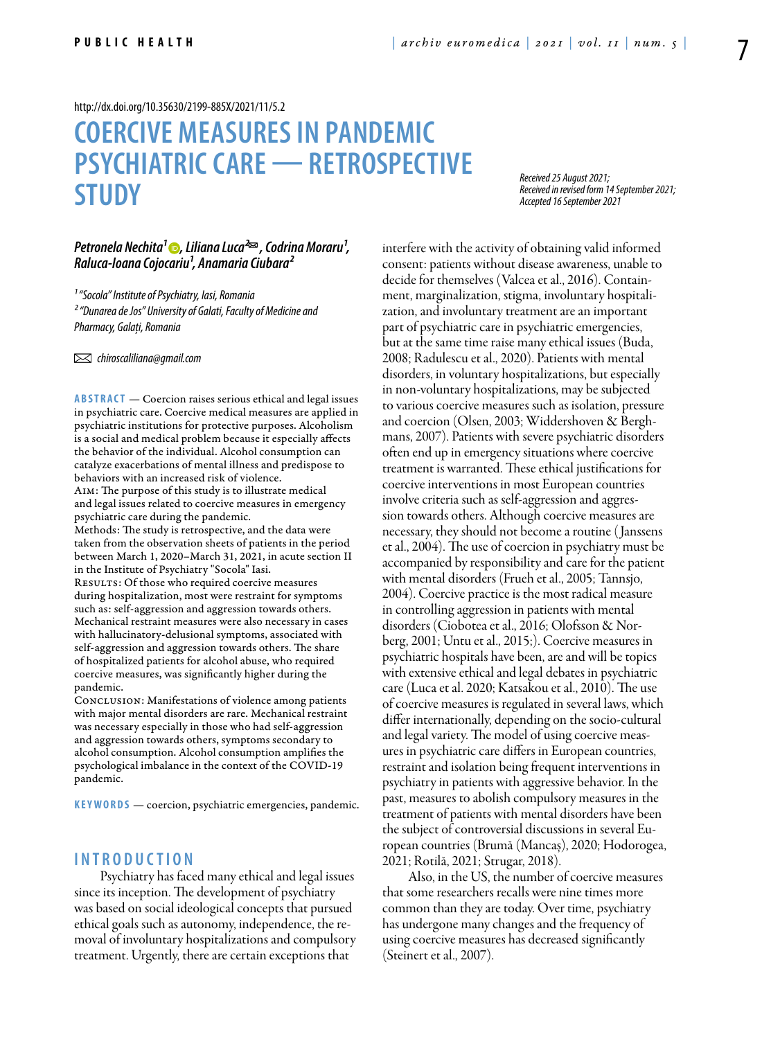http://dx.doi.org/10.35630/2199-885X/2021/11/5.2

# COERCIVE MEASURES IN PANDEMIC PSYCHIATRIC CARE — RETROSPECTIVE STUDY

*Received 25 August 2021; Received in revised form 14 September 2021; Accepted 16 September 2021*

***Petronela Nechita[1], Liliana Luca[2], Codrina Moraru[1], Raluca-Ioana Cojocariu[1], Anamaria Ciubara[2]***

*[1] "Socola" Institute of Psychiatry, Iasi, Romania*
*[2] "Dunarea de Jos" University of Galati, Faculty of Medicine and Pharmacy, Galați, Romania*

✉ *chiroscaliliana@gmail.com*

**ABSTRACT** — Coercion raises serious ethical and legal issues in psychiatric care. Coercive medical measures are applied in psychiatric institutions for protective purposes. Alcoholism is a social and medical problem because it especially affects the behavior of the individual. Alcohol consumption can catalyze exacerbations of mental illness and predispose to behaviors with an increased risk of violence.

Aim: The purpose of this study is to illustrate medical and legal issues related to coercive measures in emergency psychiatric care during the pandemic.

Methods: The study is retrospective, and the data were taken from the observation sheets of patients in the period between March 1, 2020–March 31, 2021, in acute section II in the Institute of Psychiatry "Socola" Iasi.

Results: Of those who required coercive measures during hospitalization, most were restraint for symptoms such as: self-aggression and aggression towards others. Mechanical restraint measures were also necessary in cases with hallucinatory-delusional symptoms, associated with self-aggression and aggression towards others. The share of hospitalized patients for alcohol abuse, who required coercive measures, was significantly higher during the pandemic.

Conclusion: Manifestations of violence among patients with major mental disorders are rare. Mechanical restraint was necessary especially in those who had self-aggression and aggression towards others, symptoms secondary to alcohol consumption. Alcohol consumption amplifies the psychological imbalance in the context of the COVID-19 pandemic.

**KEYWORDS** — coercion, psychiatric emergencies, pandemic.

## INTRODUCTION

Psychiatry has faced many ethical and legal issues since its inception. The development of psychiatry was based on social ideological concepts that pursued ethical goals such as autonomy, independence, the removal of involuntary hospitalizations and compulsory treatment. Urgently, there are certain exceptions that interfere with the activity of obtaining valid informed consent: patients without disease awareness, unable to decide for themselves (Valcea et al., 2016). Containment, marginalization, stigma, involuntary hospitalization, and involuntary treatment are an important part of psychiatric care in psychiatric emergencies, but at the same time raise many ethical issues (Buda, 2008; Radulescu et al., 2020). Patients with mental disorders, in voluntary hospitalizations, but especially in non-voluntary hospitalizations, may be subjected to various coercive measures such as isolation, pressure and coercion (Olsen, 2003; Widdershoven & Berghmans, 2007). Patients with severe psychiatric disorders often end up in emergency situations where coercive treatment is warranted. These ethical justifications for coercive interventions in most European countries involve criteria such as self-aggression and aggression towards others. Although coercive measures are necessary, they should not become a routine (Janssens et al., 2004). The use of coercion in psychiatry must be accompanied by responsibility and care for the patient with mental disorders (Frueh et al., 2005; Tannsjo, 2004). Coercive practice is the most radical measure in controlling aggression in patients with mental disorders (Ciobotea et al., 2016; Olofsson & Norberg, 2001; Untu et al., 2015;). Coercive measures in psychiatric hospitals have been, are and will be topics with extensive ethical and legal debates in psychiatric care (Luca et al. 2020; Katsakou et al., 2010). The use of coercive measures is regulated in several laws, which differ internationally, depending on the socio-cultural and legal variety. The model of using coercive measures in psychiatric care differs in European countries, restraint and isolation being frequent interventions in psychiatry in patients with aggressive behavior. In the past, measures to abolish compulsory measures in the treatment of patients with mental disorders have been the subject of controversial discussions in several European countries (Brumă (Mancaș), 2020; Hodorogea, 2021; Rotilă, 2021; Strugar, 2018).

Also, in the US, the number of coercive measures that some researchers recalls were nine times more common than they are today. Over time, psychiatry has undergone many changes and the frequency of using coercive measures has decreased significantly (Steinert et al., 2007).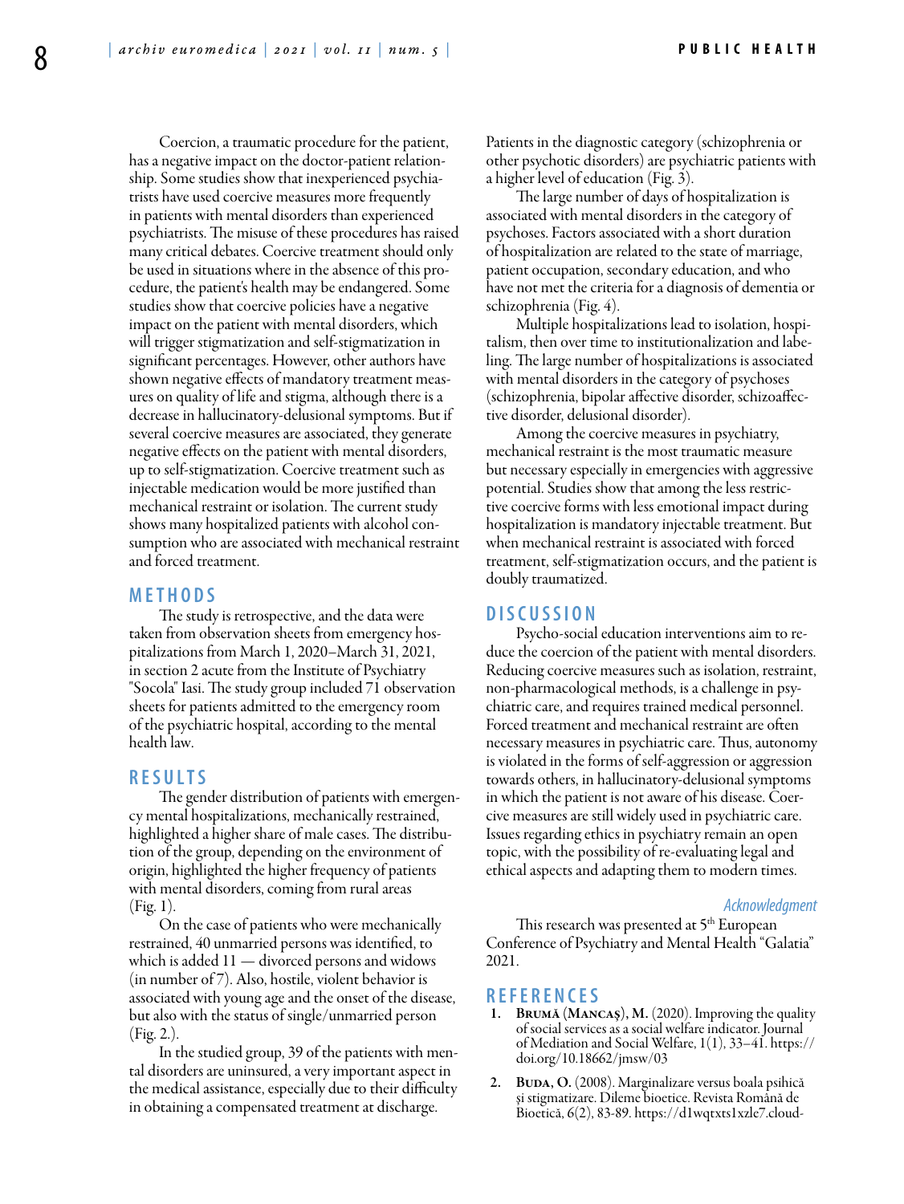Coercion, a traumatic procedure for the patient, has a negative impact on the doctor-patient relationship. Some studies show that inexperienced psychiatrists have used coercive measures more frequently in patients with mental disorders than experienced psychiatrists. The misuse of these procedures has raised many critical debates. Coercive treatment should only be used in situations where in the absence of this procedure, the patient's health may be endangered. Some studies show that coercive policies have a negative impact on the patient with mental disorders, which will trigger stigmatization and self-stigmatization in significant percentages. However, other authors have shown negative effects of mandatory treatment measures on quality of life and stigma, although there is a decrease in hallucinatory-delusional symptoms. But if several coercive measures are associated, they generate negative effects on the patient with mental disorders, up to self-stigmatization. Coercive treatment such as injectable medication would be more justified than mechanical restraint or isolation. The current study shows many hospitalized patients with alcohol consumption who are associated with mechanical restraint and forced treatment.

## METHODS

The study is retrospective, and the data were taken from observation sheets from emergency hospitalizations from March 1, 2020–March 31, 2021, in section 2 acute from the Institute of Psychiatry "Socola" Iasi. The study group included 71 observation sheets for patients admitted to the emergency room of the psychiatric hospital, according to the mental health law.

## RESULTS

The gender distribution of patients with emergency mental hospitalizations, mechanically restrained, highlighted a higher share of male cases. The distribution of the group, depending on the environment of origin, highlighted the higher frequency of patients with mental disorders, coming from rural areas (Fig. 1).

On the case of patients who were mechanically restrained, 40 unmarried persons was identified, to which is added 11 — divorced persons and widows (in number of 7). Also, hostile, violent behavior is associated with young age and the onset of the disease, but also with the status of single/unmarried person (Fig. 2.).

In the studied group, 39 of the patients with mental disorders are uninsured, a very important aspect in the medical assistance, especially due to their difficulty in obtaining a compensated treatment at discharge. Patients in the diagnostic category (schizophrenia or other psychotic disorders) are psychiatric patients with a higher level of education (Fig. 3).

The large number of days of hospitalization is associated with mental disorders in the category of psychoses. Factors associated with a short duration of hospitalization are related to the state of marriage, patient occupation, secondary education, and who have not met the criteria for a diagnosis of dementia or schizophrenia (Fig. 4).

Multiple hospitalizations lead to isolation, hospitalism, then over time to institutionalization and labeling. The large number of hospitalizations is associated with mental disorders in the category of psychoses (schizophrenia, bipolar affective disorder, schizoaffective disorder, delusional disorder).

Among the coercive measures in psychiatry, mechanical restraint is the most traumatic measure but necessary especially in emergencies with aggressive potential. Studies show that among the less restrictive coercive forms with less emotional impact during hospitalization is mandatory injectable treatment. But when mechanical restraint is associated with forced treatment, self-stigmatization occurs, and the patient is doubly traumatized.

## DISCUSSION

Psycho-social education interventions aim to reduce the coercion of the patient with mental disorders. Reducing coercive measures such as isolation, restraint, non-pharmacological methods, is a challenge in psychiatric care, and requires trained medical personnel. Forced treatment and mechanical restraint are often necessary measures in psychiatric care. Thus, autonomy is violated in the forms of self-aggression or aggression towards others, in hallucinatory-delusional symptoms in which the patient is not aware of his disease. Coercive measures are still widely used in psychiatric care. Issues regarding ethics in psychiatry remain an open topic, with the possibility of re-evaluating legal and ethical aspects and adapting them to modern times.

### *Acknowledgment*

This research was presented at 5th European Conference of Psychiatry and Mental Health "Galatia" 2021.

## REFERENCES

1. **Brumă (Mancaş), M.** (2020). Improving the quality of social services as a social welfare indicator. Journal of Mediation and Social Welfare, 1(1), 33–41. https://doi.org/10.18662/jmsw/03
2. **Buda, O.** (2008). Marginalizare versus boala psihică şi stigmatizare. Dileme bioetice. Revista Română de Bioetică, 6(2), 83-89. https://d1wqtxts1xzle7.cloud-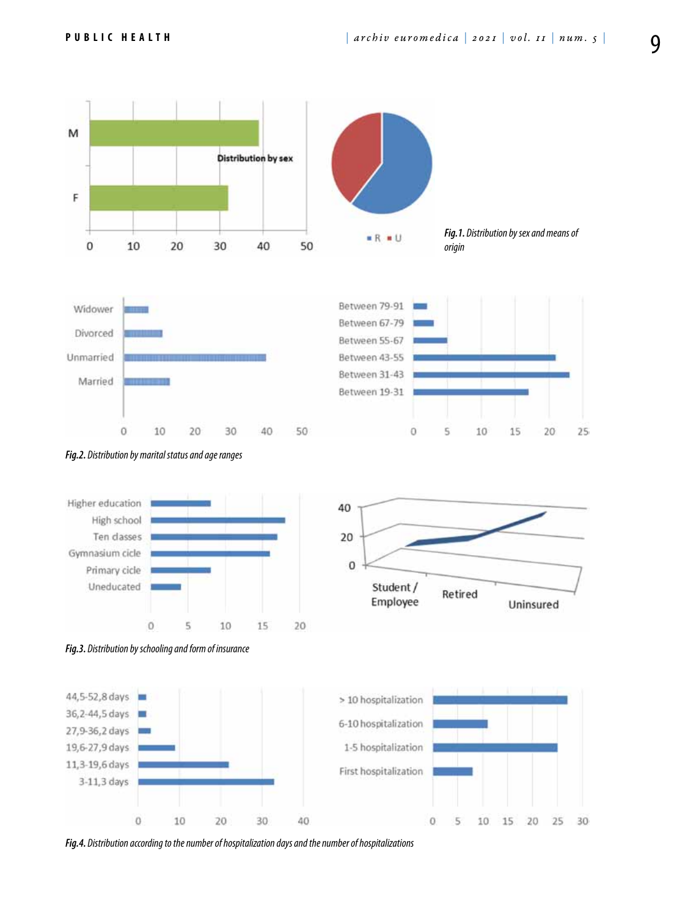*Fig.1.* Distribution by sex and means of origin

*Fig.2.* Distribution by marital status and age ranges

*Fig.3.* Distribution by schooling and form of insurance

*Fig.4.* Distribution according to the number of hospitalization days and the number of hospitalizations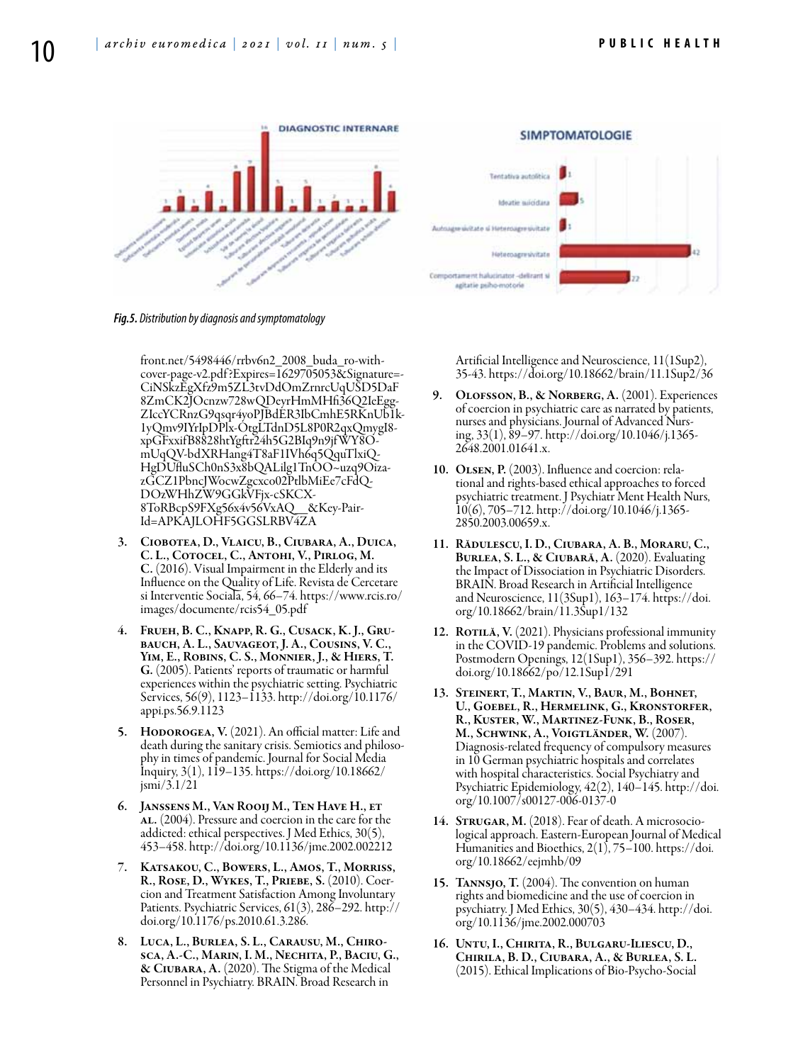*Fig.5. Distribution by diagnosis and symptomatology*

front.net/5498446/rrbv6n2_2008_buda_ro-with-cover-page-v2.pdf?Expires=1629705053&Signature=-CiNSkzEgXfz9m5ZL3tvDdOmZrnrcUqUSD5DaF8ZmCK2JOcnzw728wQDeyrHmMHfi36Q2IeEgg-ZIccYCRnzG9qsqr4yoPJBdER3IbCmhE5RKnUb1k-1yQmv9IYrIpDPlx-OtgLTdnD5L8P0R2qxQmygI8-xpGFxxifB8828htYgftr24h5G2BIq9n9jfWY8O-mUqQV-bdXRHang4T8aF1IVh6q5QquTlxiQ-HgDUfluSCh0nS3x8bQALilg1TnOO~uzq9Oiza-zGCZ1PbncJWocwZgcxco02PtlbMiEe7cFdQ-DOzWHhZW9GGkVFjx-cSKCX-8ToRBcpS9FXg56x4v56VxAQ__&Key-Pair-Id=APKAJLOHF5GGSLRBV4ZA

3. **Ciobotea, D., Vlaicu, B., Ciubara, A., Duica, C. L., Cotocel, C., Antohi, V., Pirlog, M. C.** (2016). Visual Impairment in the Elderly and its Influence on the Quality of Life. Revista de Cercetare si Interventie Sociala, 54, 66–74. https://www.rcis.ro/images/documente/rcis54_05.pdf
4. **Frueh, B. C., Knapp, R. G., Cusack, K. J., Grubauch, A. L., Sauvageot, J. A., Cousins, V. C., Yim, E., Robins, C. S., Monnier, J., & Hiers, T. G.** (2005). Patients' reports of traumatic or harmful experiences within the psychiatric setting. Psychiatric Services, 56(9), 1123–1133. http://doi.org/10.1176/appi.ps.56.9.1123
5. **Hodorogea, V.** (2021). An official matter: Life and death during the sanitary crisis. Semiotics and philosophy in times of pandemic. Journal for Social Media Inquiry, 3(1), 119–135. https://doi.org/10.18662/jsmi/3.1/21
6. **Janssens M., Van Rooij M., Ten Have H., et al.** (2004). Pressure and coercion in the care for the addicted: ethical perspectives. J Med Ethics, 30(5), 453–458. http://doi.org/10.1136/jme.2002.002212
7. **Katsakou, C., Bowers, L., Amos, T., Morriss, R., Rose, D., Wykes, T., Priebe, S.** (2010). Coercion and Treatment Satisfaction Among Involuntary Patients. Psychiatric Services, 61(3), 286–292. http://doi.org/10.1176/ps.2010.61.3.286.
8. **Luca, L., Burlea, S. L., Carausu, M., Chirosca, A.-C., Marin, I. M., Nechita, P., Baciu, G., & Ciubara, A.** (2020). The Stigma of the Medical Personnel in Psychiatry. BRAIN. Broad Research in Artificial Intelligence and Neuroscience, 11(1Sup2), 35-43. https://doi.org/10.18662/brain/11.1Sup2/36
9. **Olofsson, B., & Norberg, A.** (2001). Experiences of coercion in psychiatric care as narrated by patients, nurses and physicians. Journal of Advanced Nursing, 33(1), 89–97. http://doi.org/10.1046/j.1365-2648.2001.01641.x.
10. **Olsen, P.** (2003). Influence and coercion: relational and rights-based ethical approaches to forced psychiatric treatment. J Psychiatr Ment Health Nurs, 10(6), 705–712. http://doi.org/10.1046/j.1365-2850.2003.00659.x.
11. **Rădulescu, I. D., Ciubara, A. B., Moraru, C., Burlea, S. L., & Ciubară, A.** (2020). Evaluating the Impact of Dissociation in Psychiatric Disorders. BRAIN. Broad Research in Artificial Intelligence and Neuroscience, 11(3Sup1), 163–174. https://doi.org/10.18662/brain/11.3Sup1/132
12. **Rotilă, V.** (2021). Physicians professional immunity in the COVID-19 pandemic. Problems and solutions. Postmodern Openings, 12(1Sup1), 356–392. https://doi.org/10.18662/po/12.1Sup1/291
13. **Steinert, T., Martin, V., Baur, M., Bohnet, U., Goebel, R., Hermelink, G., Kronstorfer, R., Kuster, W., Martinez-Funk, B., Roser, M., Schwink, A., Voigtländer, W.** (2007). Diagnosis-related frequency of compulsory measures in 10 German psychiatric hospitals and correlates with hospital characteristics. Social Psychiatry and Psychiatric Epidemiology, 42(2), 140–145. http://doi.org/10.1007/s00127-006-0137-0
14. **Strugar, M.** (2018). Fear of death. A microsociological approach. Eastern-European Journal of Medical Humanities and Bioethics, 2(1), 75–100. https://doi.org/10.18662/eejmhb/09
15. **Tannsjo, T.** (2004). The convention on human rights and biomedicine and the use of coercion in psychiatry. J Med Ethics, 30(5), 430–434. http://doi.org/10.1136/jme.2002.000703
16. **Untu, I., Chirita, R., Bulgaru-Iliescu, D., Chirila, B. D., Ciubara, A., & Burlea, S. L.** (2015). Ethical Implications of Bio-Psycho-Social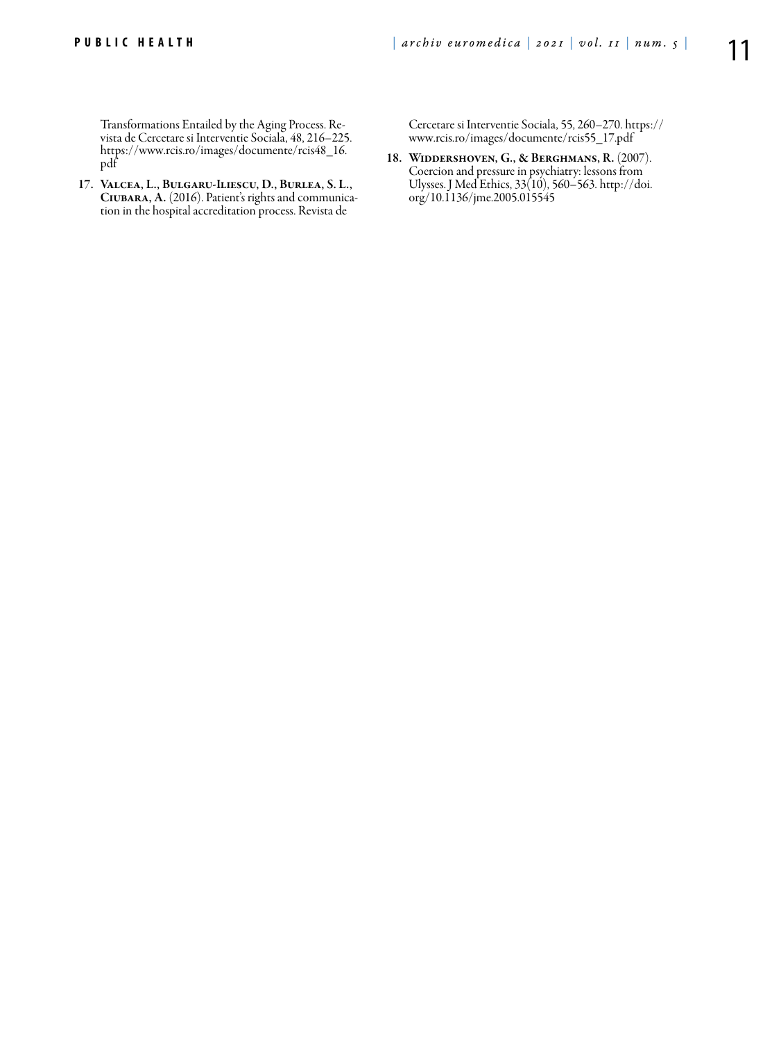Transformations Entailed by the Aging Process. Revista de Cercetare si Interventie Sociala, 48, 216–225. https://www.rcis.ro/images/documente/rcis48_16.pdf

17. **Valcea, L., Bulgaru-Iliescu, D., Burlea, S. L., Ciubara, A.** (2016). Patient's rights and communication in the hospital accreditation process. Revista de Cercetare si Interventie Sociala, 55, 260–270. https://www.rcis.ro/images/documente/rcis55_17.pdf

18. **Widdershoven, G., & Berghmans, R.** (2007). Coercion and pressure in psychiatry: lessons from Ulysses. J Med Ethics, 33(10), 560–563. http://doi.org/10.1136/jme.2005.015545